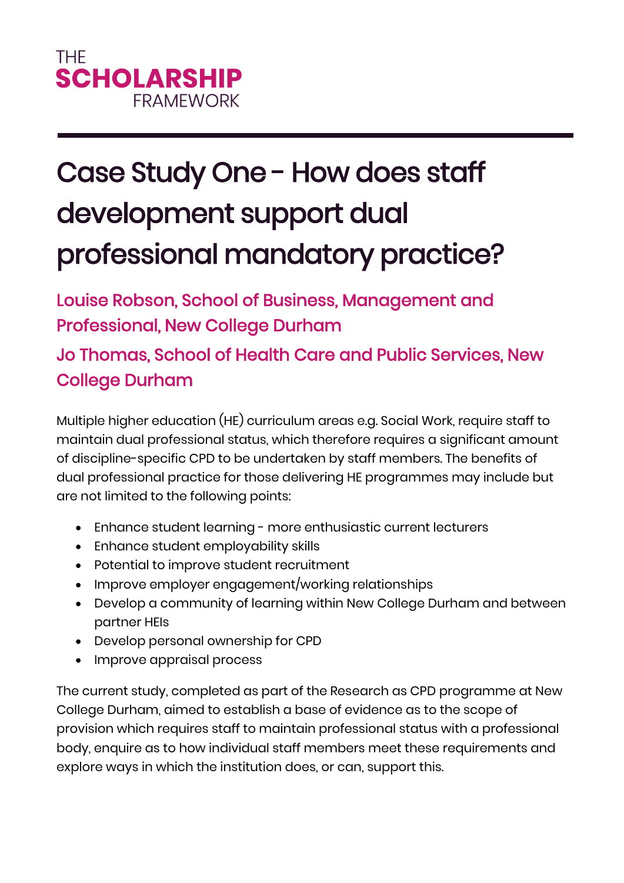THE
**SCHOLARSHIP**
FRAMEWORK

# Case Study One - How does staff development support dual professional mandatory practice?

### Louise Robson, School of Business, Management and Professional, New College Durham

### Jo Thomas, School of Health Care and Public Services, New College Durham

Multiple higher education (HE) curriculum areas e.g. Social Work, require staff to maintain dual professional status, which therefore requires a significant amount of discipline-specific CPD to be undertaken by staff members. The benefits of dual professional practice for those delivering HE programmes may include but are not limited to the following points:

- Enhance student learning - more enthusiastic current lecturers
- Enhance student employability skills
- Potential to improve student recruitment
- Improve employer engagement/working relationships
- Develop a community of learning within New College Durham and between partner HEIs
- Develop personal ownership for CPD
- Improve appraisal process

The current study, completed as part of the Research as CPD programme at New College Durham, aimed to establish a base of evidence as to the scope of provision which requires staff to maintain professional status with a professional body, enquire as to how individual staff members meet these requirements and explore ways in which the institution does, or can, support this.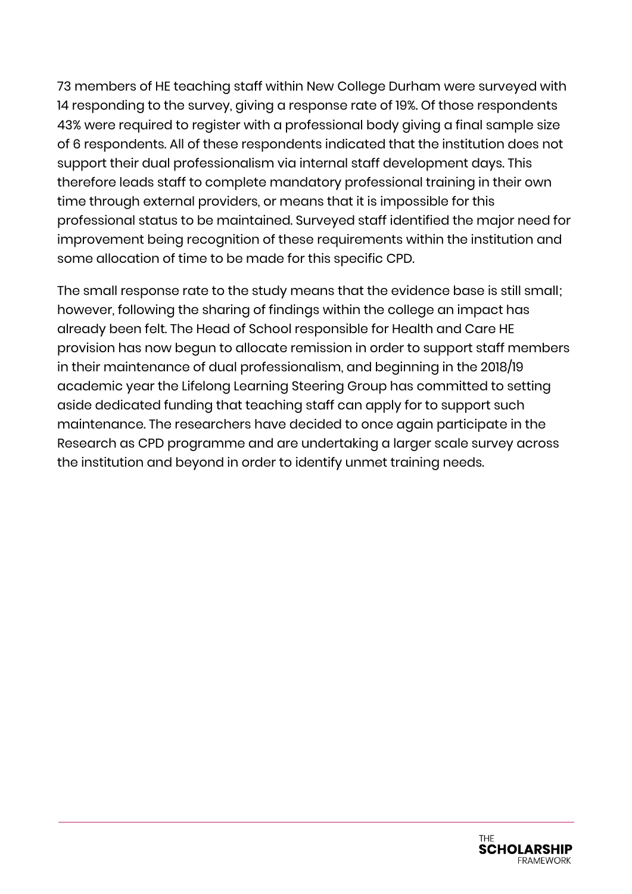73 members of HE teaching staff within New College Durham were surveyed with 14 responding to the survey, giving a response rate of 19%. Of those respondents 43% were required to register with a professional body giving a final sample size of 6 respondents. All of these respondents indicated that the institution does not support their dual professionalism via internal staff development days. This therefore leads staff to complete mandatory professional training in their own time through external providers, or means that it is impossible for this professional status to be maintained. Surveyed staff identified the major need for improvement being recognition of these requirements within the institution and some allocation of time to be made for this specific CPD.

The small response rate to the study means that the evidence base is still small; however, following the sharing of findings within the college an impact has already been felt. The Head of School responsible for Health and Care HE provision has now begun to allocate remission in order to support staff members in their maintenance of dual professionalism, and beginning in the 2018/19 academic year the Lifelong Learning Steering Group has committed to setting aside dedicated funding that teaching staff can apply for to support such maintenance. The researchers have decided to once again participate in the Research as CPD programme and are undertaking a larger scale survey across the institution and beyond in order to identify unmet training needs.